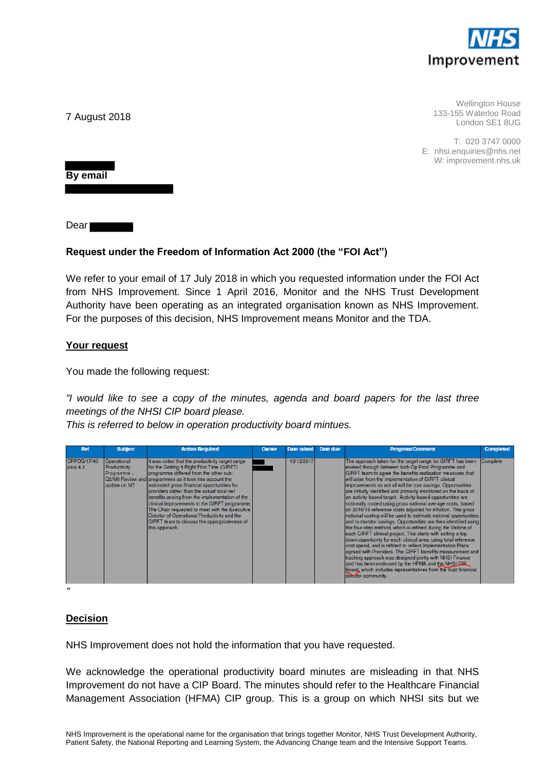NHS Improvement

7 August 2018

Wellington House
133-155 Waterloo Road
London SE1 8UG

T: 020 3747 0000
E: nhsi.enquiries@nhs.net
W: improvement.nhs.uk

**By email**

Dear

**Request under the Freedom of Information Act 2000 (the "FOI Act")**

We refer to your email of 17 July 2018 in which you requested information under the FOI Act from NHS Improvement. Since 1 April 2016, Monitor and the NHS Trust Development Authority have been operating as an integrated organisation known as NHS Improvement. For the purposes of this decision, NHS Improvement means Monitor and the TDA.

**Your request**

You made the following request:

*"I would like to see a copy of the minutes, agenda and board papers for the last three meetings of the NHSI CIP board please.*
*This is referred to below in operation productivity board mintues.*

| Ref | Subject | Action Required | Owner | Date raised | Date due | Progress/Comment | Completed |
|---|---|---|---|---|---|---|---|
| OPPDG/17/40 para 4.2 | Operational Productivity Programme – Q2/M6 Review and update on M7 | It was noted that the productivity target range for the Getting It Right First Time (GIRFT) programme differed from the other sub-programmes as it took into account the estimated gross financial opportunities for providers rather than the actual local net benefits arising from the implementation of the clinical improvements in the GIRFT programme. The Chair requested to meet with the Executive Director of Operational Productivity and the GIRFT team to discuss the appropriateness of this approach. | | 13/12/2017 | | The approach taken for the target range for GIRFT has been worked through between both Op Prod Programme and GIRFT team to agree the benefits realisation measures that will arise from the implementation of GIRFT clinical improvements as not all will be cost savings. Opportunities are initially identified and primarily monitored on the basis of an activity-based target. Activity-based opportunities are notionally costed using gross national average costs, based on 2015/16 reference costs adjusted for inflation. This gross notional costing will be used to estimate national opportunities and to monitor savings. Opportunities are then identified using the four-step method, which is refined during the lifetime of each GIRFT clinical project. This starts with setting a top-down opportunity for each clinical area, using total reference cost spend, and is refined to reflect Implementation Plans agreed with Providers. The GIRFT benefits measurement and tracking approach was designed jointly with NHSI Finance and has been endorsed by the HFMA and the NHSI CIP Board, which includes representatives from the trust financial director community. | Complete |

"

**Decision**

NHS Improvement does not hold the information that you have requested.

We acknowledge the operational productivity board minutes are misleading in that NHS Improvement do not have a CIP Board. The minutes should refer to the Healthcare Financial Management Association (HFMA) CIP group. This is a group on which NHSI sits but we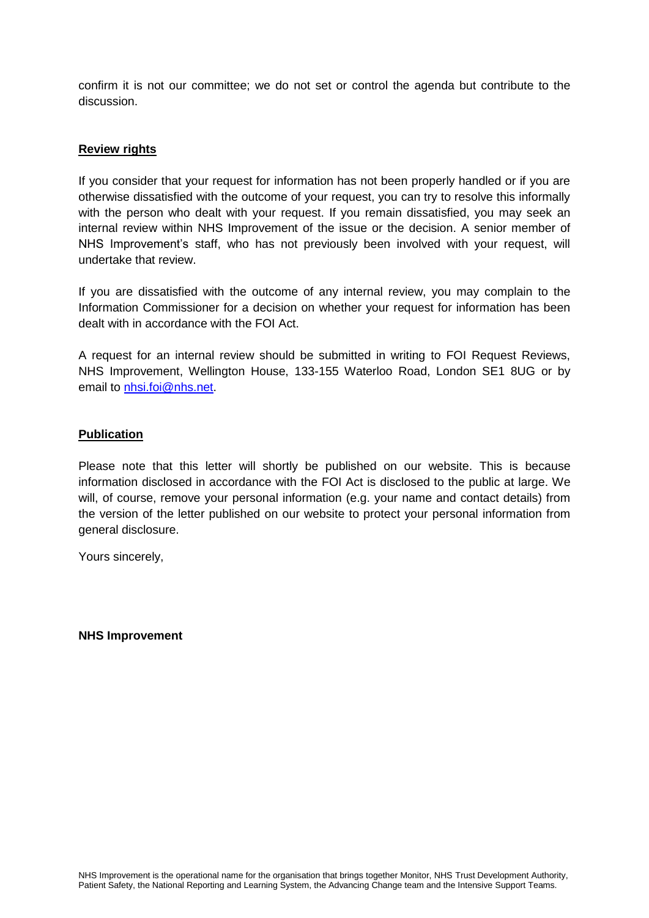confirm it is not our committee; we do not set or control the agenda but contribute to the discussion.

**Review rights**

If you consider that your request for information has not been properly handled or if you are otherwise dissatisfied with the outcome of your request, you can try to resolve this informally with the person who dealt with your request. If you remain dissatisfied, you may seek an internal review within NHS Improvement of the issue or the decision. A senior member of NHS Improvement's staff, who has not previously been involved with your request, will undertake that review.

If you are dissatisfied with the outcome of any internal review, you may complain to the Information Commissioner for a decision on whether your request for information has been dealt with in accordance with the FOI Act.

A request for an internal review should be submitted in writing to FOI Request Reviews, NHS Improvement, Wellington House, 133-155 Waterloo Road, London SE1 8UG or by email to [nhsi.foi@nhs.net](mailto:nhsi.foi@nhs.net).

**Publication**

Please note that this letter will shortly be published on our website. This is because information disclosed in accordance with the FOI Act is disclosed to the public at large. We will, of course, remove your personal information (e.g. your name and contact details) from the version of the letter published on our website to protect your personal information from general disclosure.

Yours sincerely,

**NHS Improvement**

NHS Improvement is the operational name for the organisation that brings together Monitor, NHS Trust Development Authority, Patient Safety, the National Reporting and Learning System, the Advancing Change team and the Intensive Support Teams.